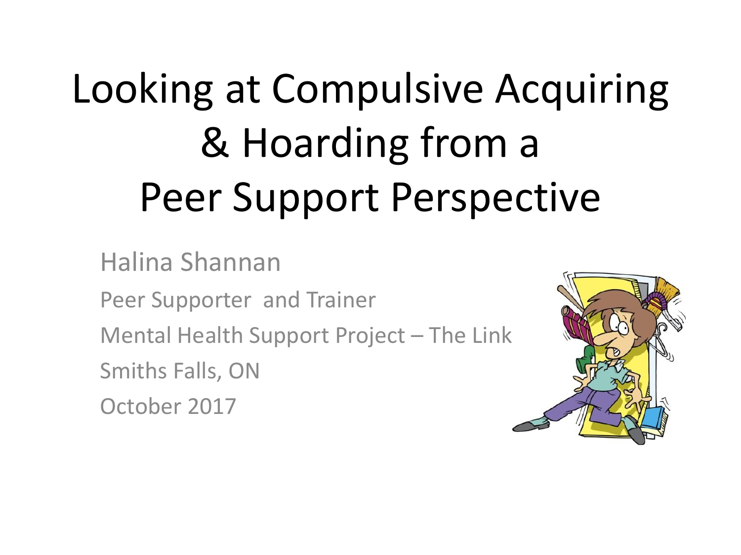# Looking at Compulsive Acquiring & Hoarding from a Peer Support Perspective

Halina Shannan

Peer Supporter and Trainer

Mental Health Support Project – The Link

Smiths Falls, ON

October 2017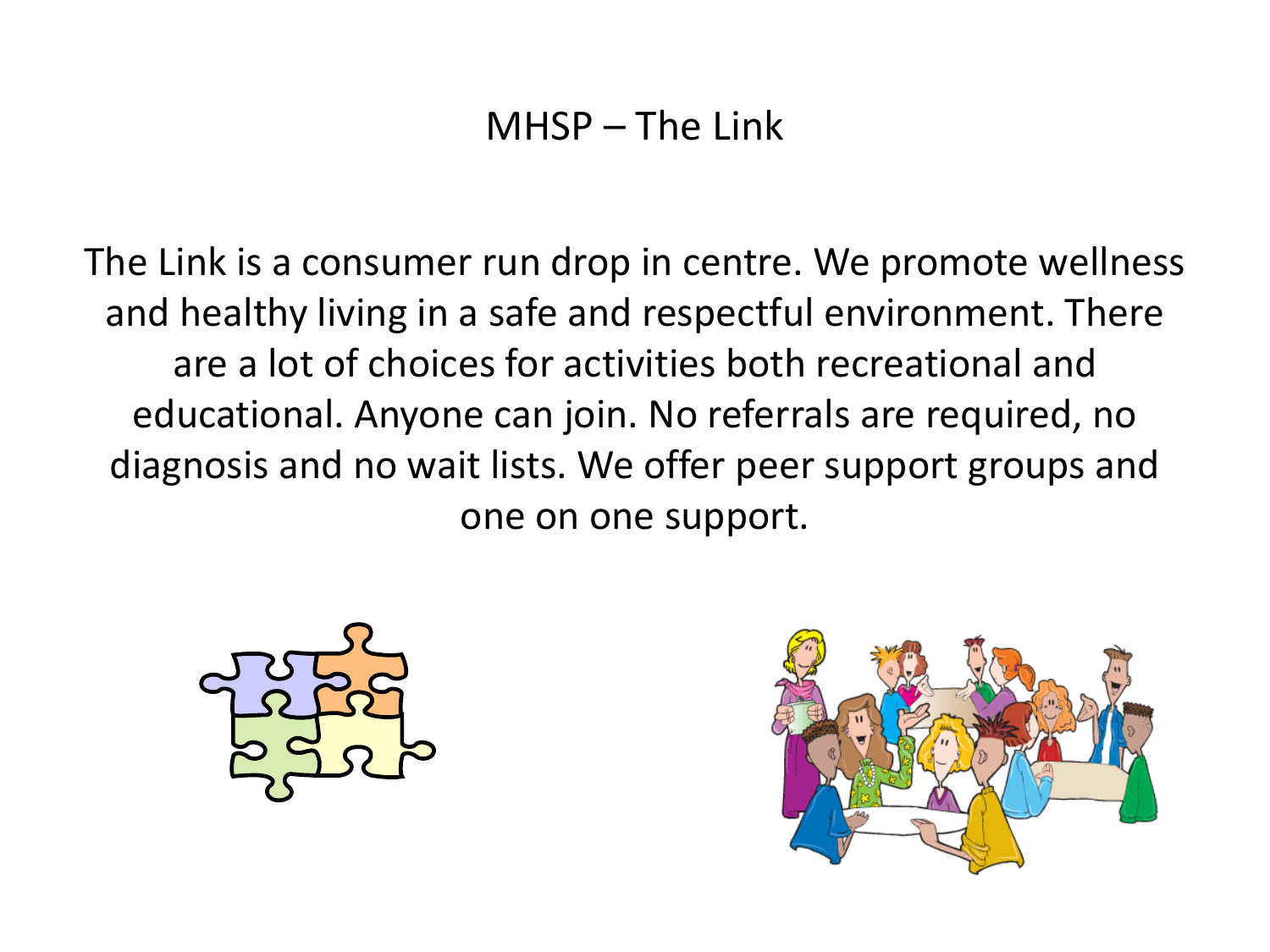# MHSP – The Link

The Link is a consumer run drop in centre. We promote wellness and healthy living in a safe and respectful environment. There are a lot of choices for activities both recreational and educational. Anyone can join. No referrals are required, no diagnosis and no wait lists. We offer peer support groups and one on one support.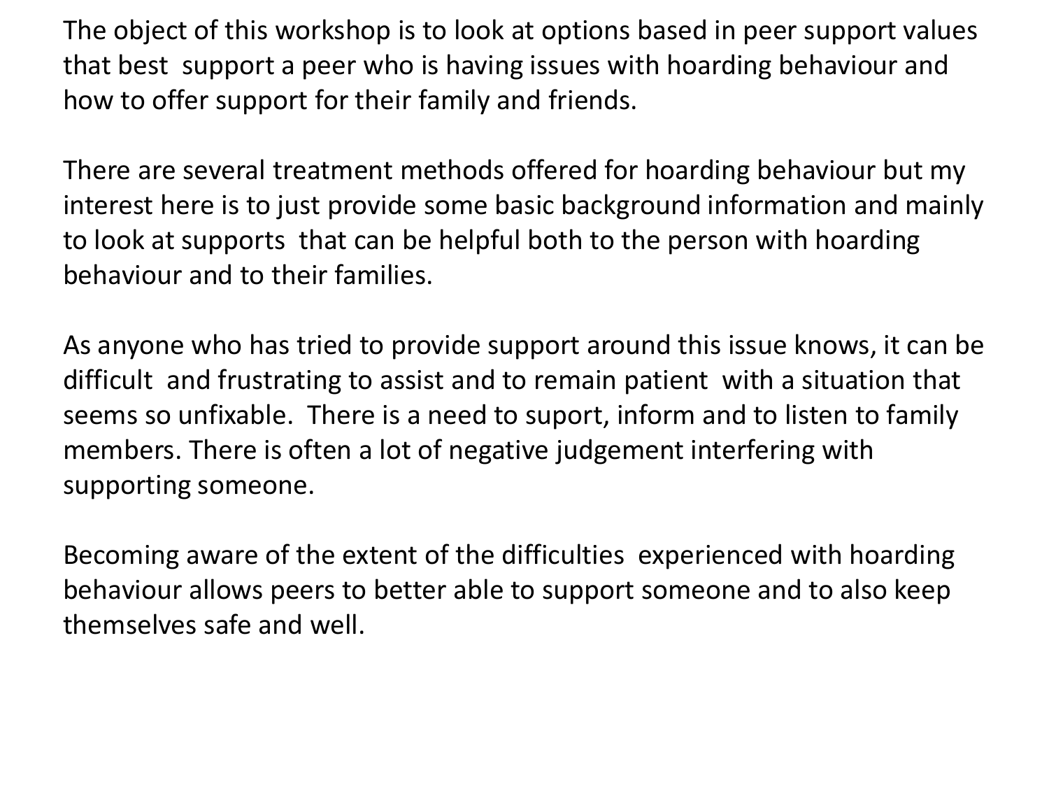The object of this workshop is to look at options based in peer support values that best support a peer who is having issues with hoarding behaviour and how to offer support for their family and friends.

There are several treatment methods offered for hoarding behaviour but my interest here is to just provide some basic background information and mainly to look at supports that can be helpful both to the person with hoarding behaviour and to their families.

As anyone who has tried to provide support around this issue knows, it can be difficult and frustrating to assist and to remain patient with a situation that seems so unfixable. There is a need to suport, inform and to listen to family members. There is often a lot of negative judgement interfering with supporting someone.

Becoming aware of the extent of the difficulties experienced with hoarding behaviour allows peers to better able to support someone and to also keep themselves safe and well.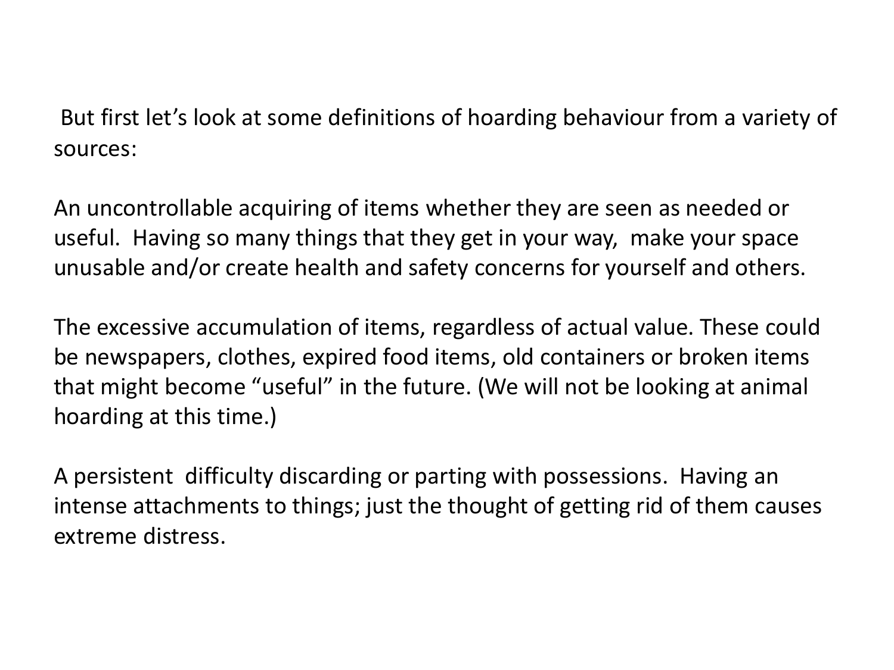But first let's look at some definitions of hoarding behaviour from a variety of sources:

An uncontrollable acquiring of items whether they are seen as needed or useful. Having so many things that they get in your way, make your space unusable and/or create health and safety concerns for yourself and others.

The excessive accumulation of items, regardless of actual value. These could be newspapers, clothes, expired food items, old containers or broken items that might become "useful" in the future. (We will not be looking at animal hoarding at this time.)

A persistent difficulty discarding or parting with possessions. Having an intense attachments to things; just the thought of getting rid of them causes extreme distress.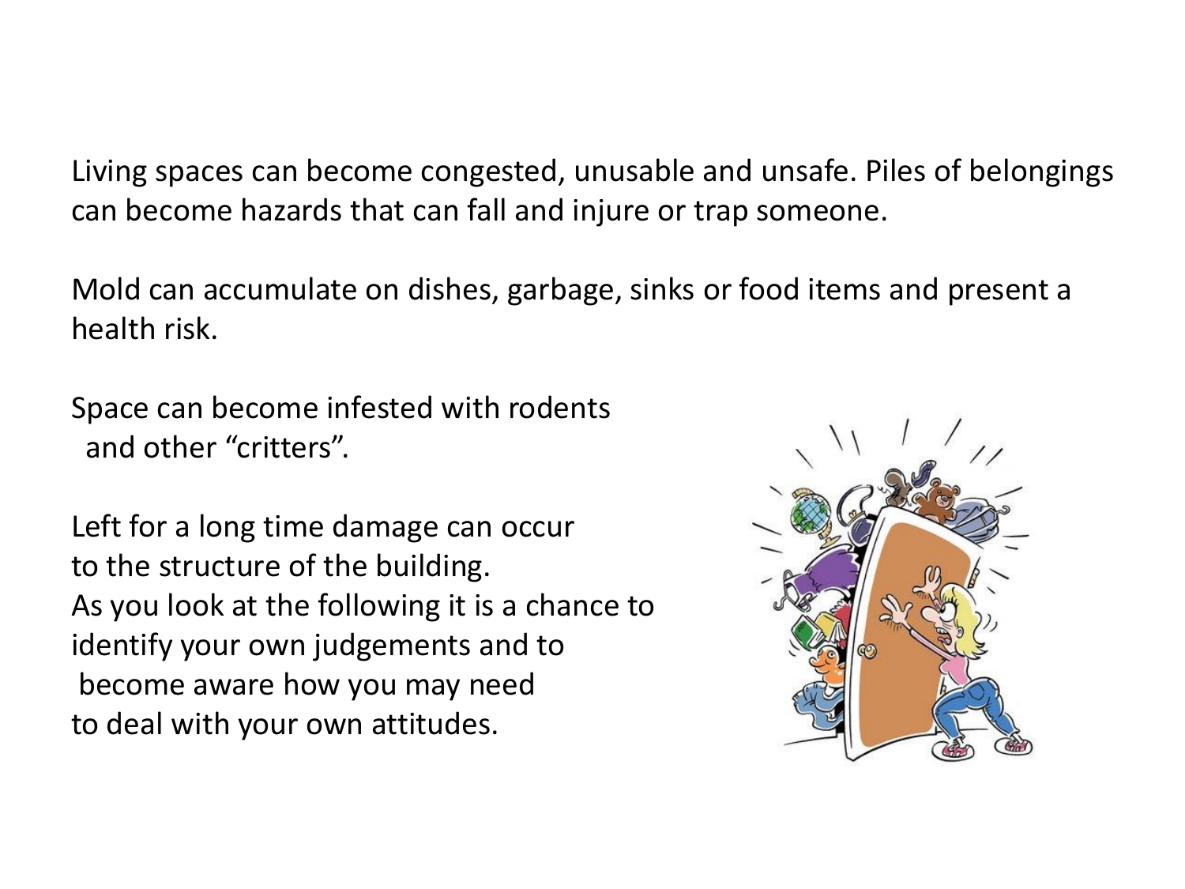Living spaces can become congested, unusable and unsafe. Piles of belongings can become hazards that can fall and injure or trap someone.

Mold can accumulate on dishes, garbage, sinks or food items and present a health risk.

Space can become infested with rodents and other "critters".

Left for a long time damage can occur to the structure of the building.
As you look at the following it is a chance to identify your own judgements and to become aware how you may need to deal with your own attitudes.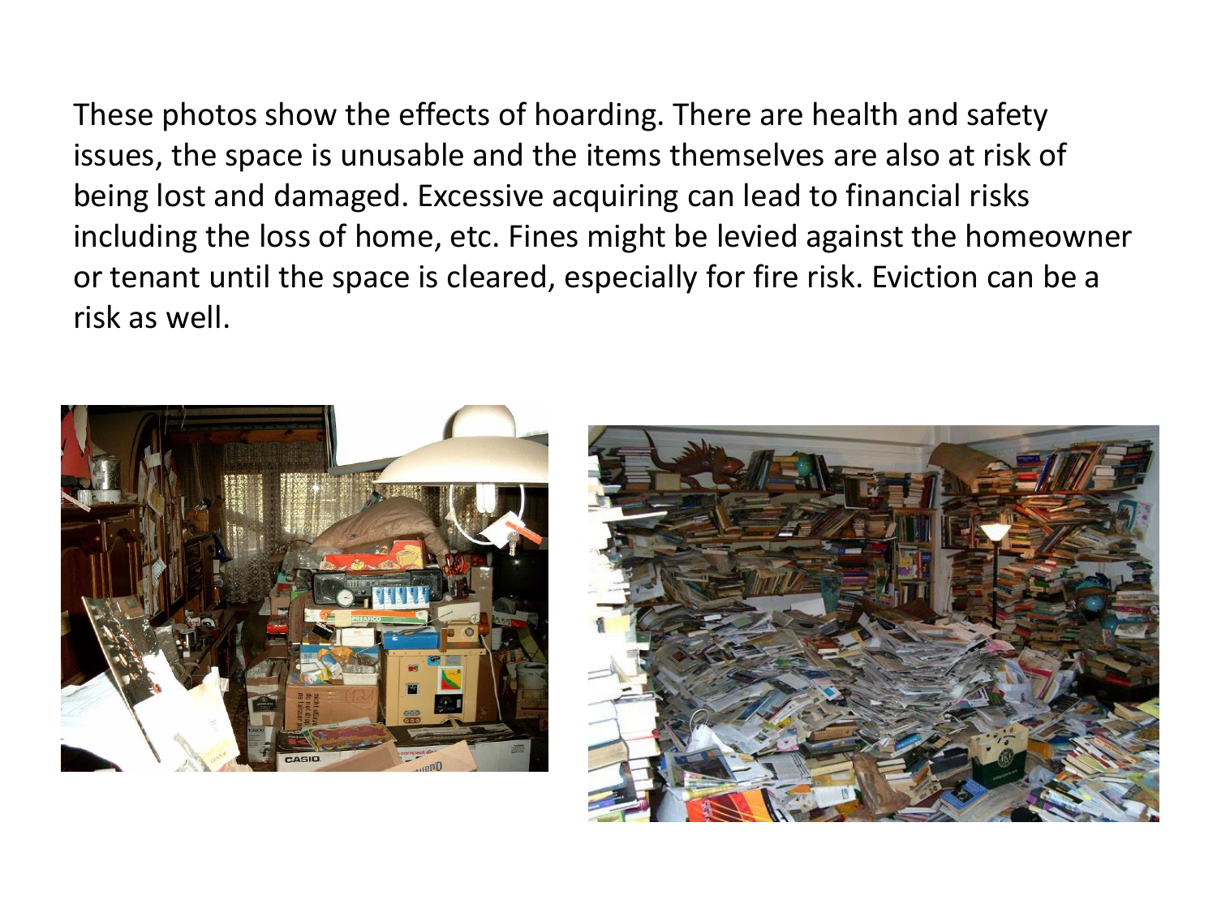These photos show the effects of hoarding. There are health and safety issues, the space is unusable and the items themselves are also at risk of being lost and damaged. Excessive acquiring can lead to financial risks including the loss of home, etc. Fines might be levied against the homeowner or tenant until the space is cleared, especially for fire risk. Eviction can be a risk as well.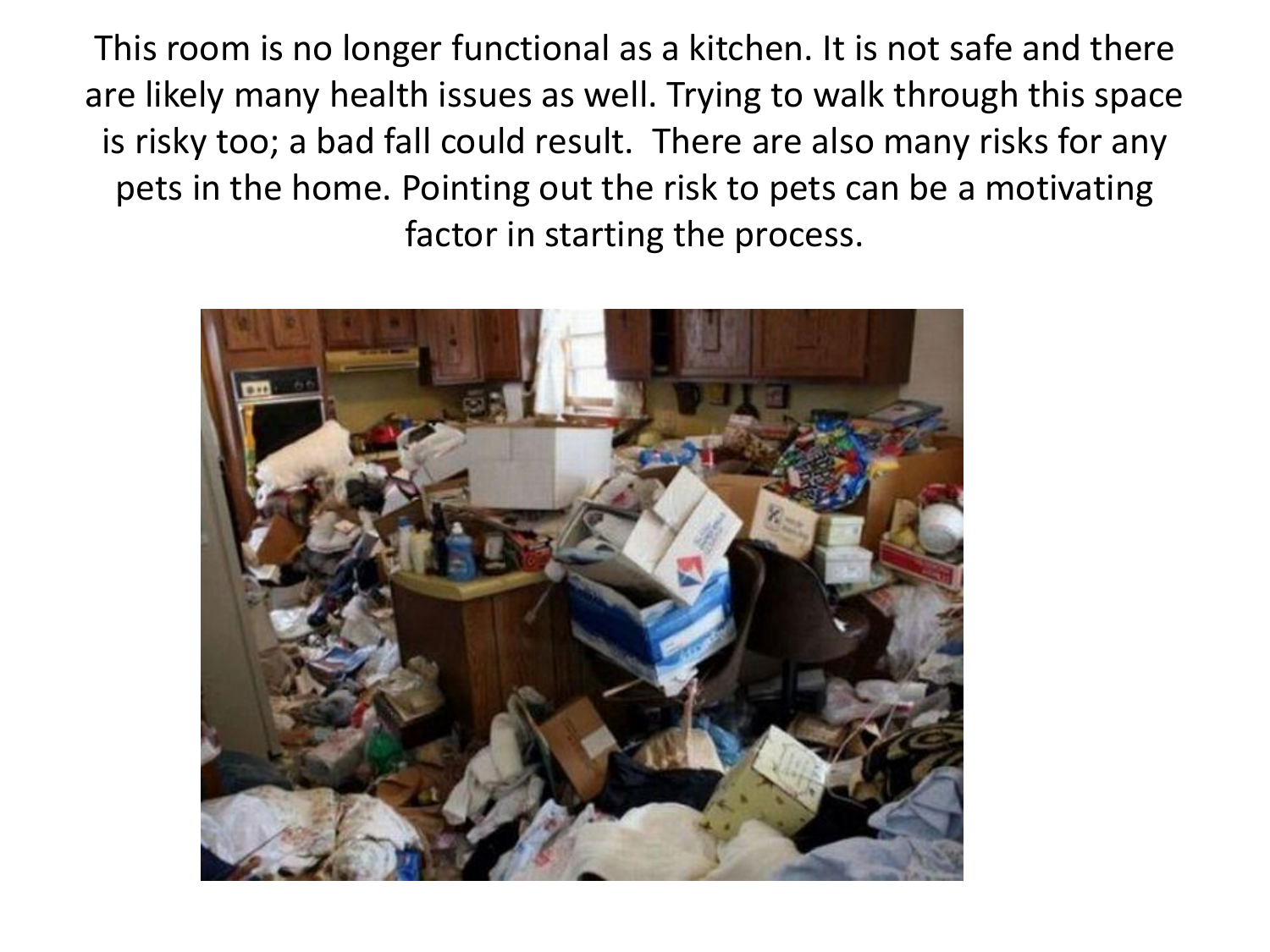This room is no longer functional as a kitchen. It is not safe and there are likely many health issues as well. Trying to walk through this space is risky too; a bad fall could result. There are also many risks for any pets in the home. Pointing out the risk to pets can be a motivating factor in starting the process.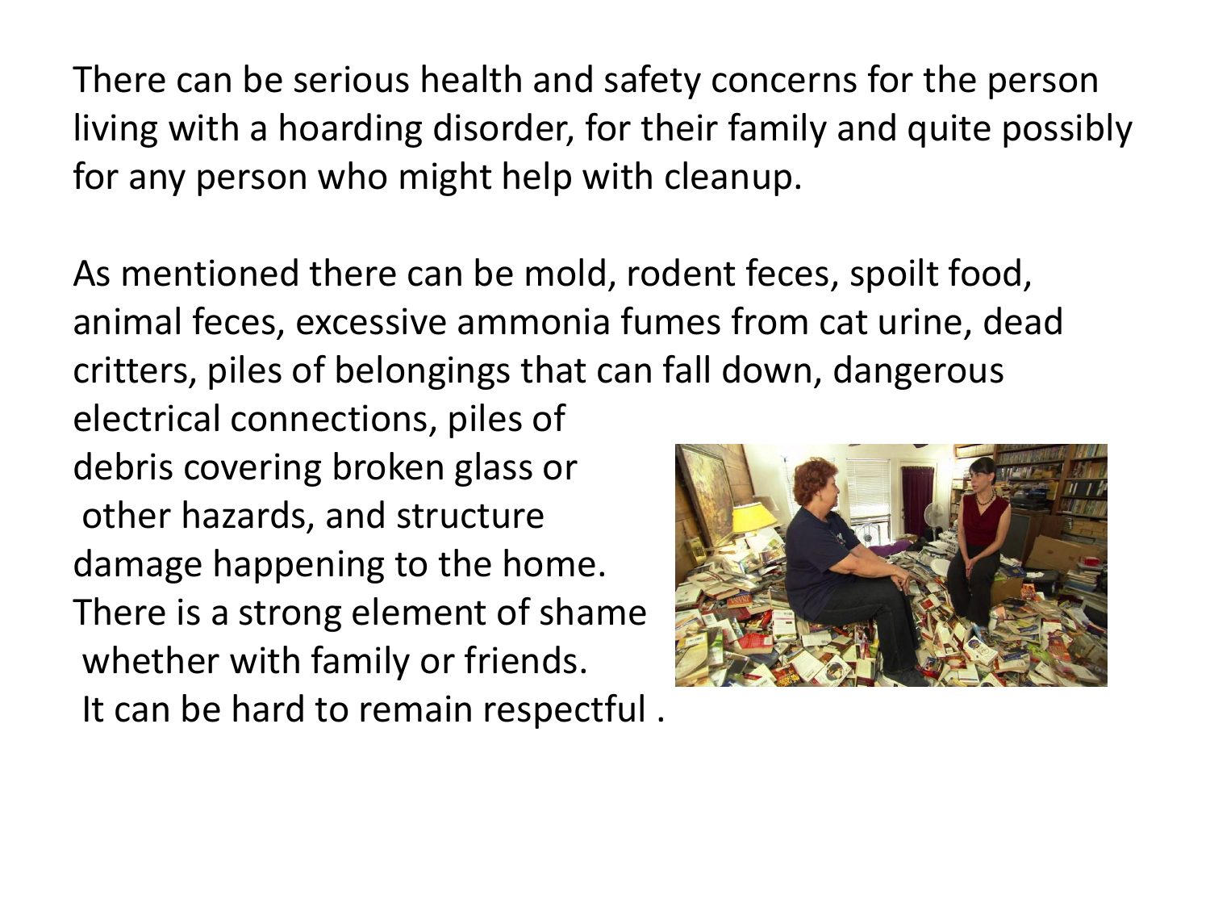There can be serious health and safety concerns for the person living with a hoarding disorder, for their family and quite possibly for any person who might help with cleanup.

As mentioned there can be mold, rodent feces, spoilt food, animal feces, excessive ammonia fumes from cat urine, dead critters, piles of belongings that can fall down, dangerous electrical connections, piles of debris covering broken glass or other hazards, and structure damage happening to the home. There is a strong element of shame whether with family or friends. It can be hard to remain respectful .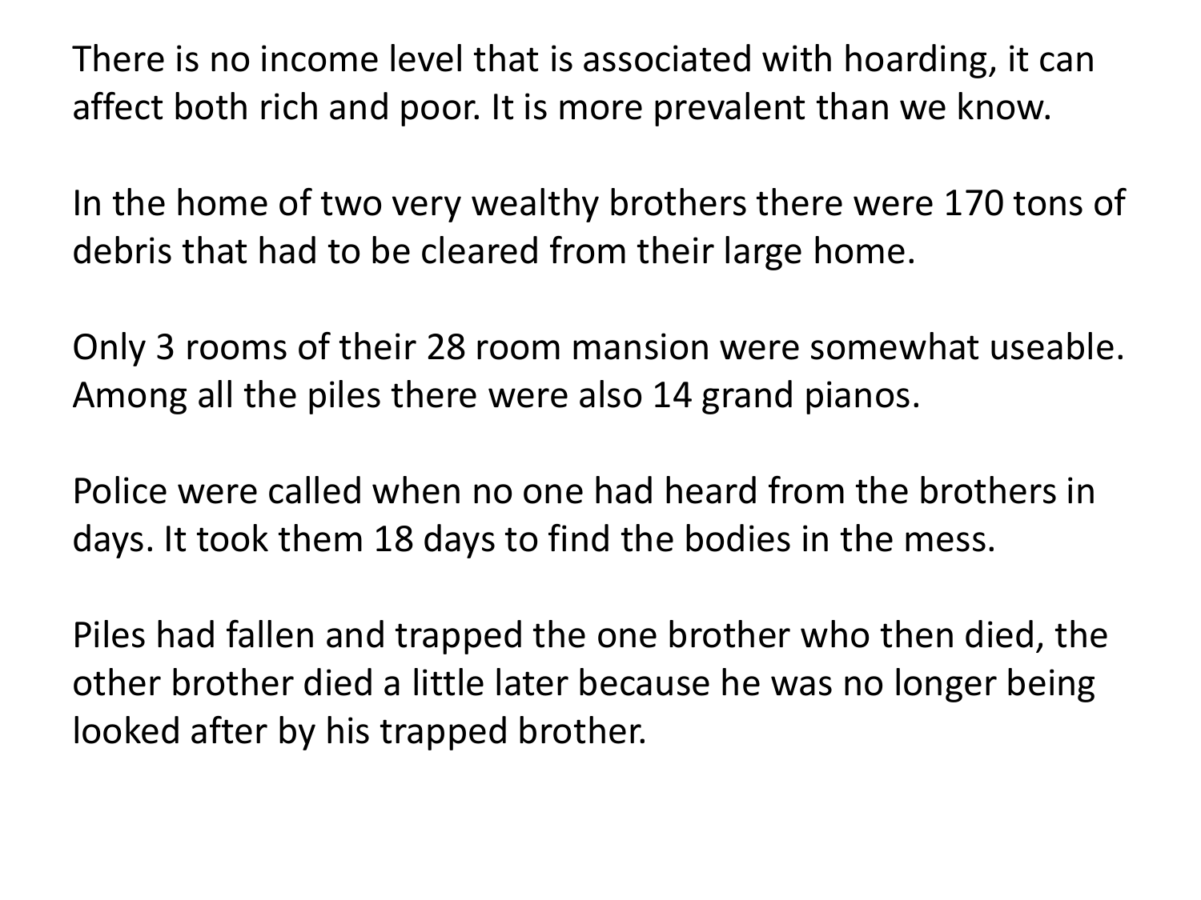There is no income level that is associated with hoarding, it can affect both rich and poor. It is more prevalent than we know.

In the home of two very wealthy brothers there were 170 tons of debris that had to be cleared from their large home.

Only 3 rooms of their 28 room mansion were somewhat useable. Among all the piles there were also 14 grand pianos.

Police were called when no one had heard from the brothers in days. It took them 18 days to find the bodies in the mess.

Piles had fallen and trapped the one brother who then died, the other brother died a little later because he was no longer being looked after by his trapped brother.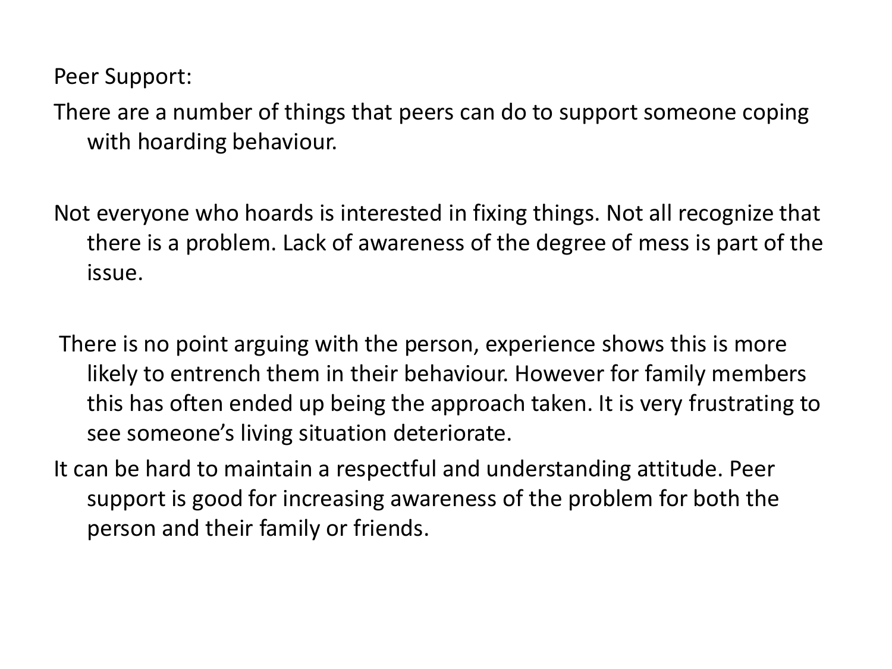Peer Support:

There are a number of things that peers can do to support someone coping with hoarding behaviour.

Not everyone who hoards is interested in fixing things. Not all recognize that there is a problem. Lack of awareness of the degree of mess is part of the issue.

There is no point arguing with the person, experience shows this is more likely to entrench them in their behaviour. However for family members this has often ended up being the approach taken. It is very frustrating to see someone's living situation deteriorate.

It can be hard to maintain a respectful and understanding attitude. Peer support is good for increasing awareness of the problem for both the person and their family or friends.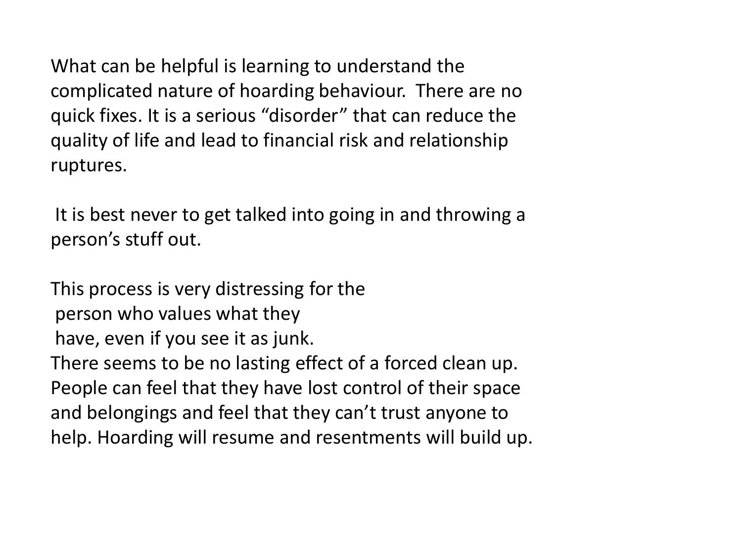What can be helpful is learning to understand the complicated nature of hoarding behaviour. There are no quick fixes. It is a serious "disorder" that can reduce the quality of life and lead to financial risk and relationship ruptures.

It is best never to get talked into going in and throwing a person's stuff out.

This process is very distressing for the person who values what they have, even if you see it as junk.
There seems to be no lasting effect of a forced clean up. People can feel that they have lost control of their space and belongings and feel that they can't trust anyone to help. Hoarding will resume and resentments will build up.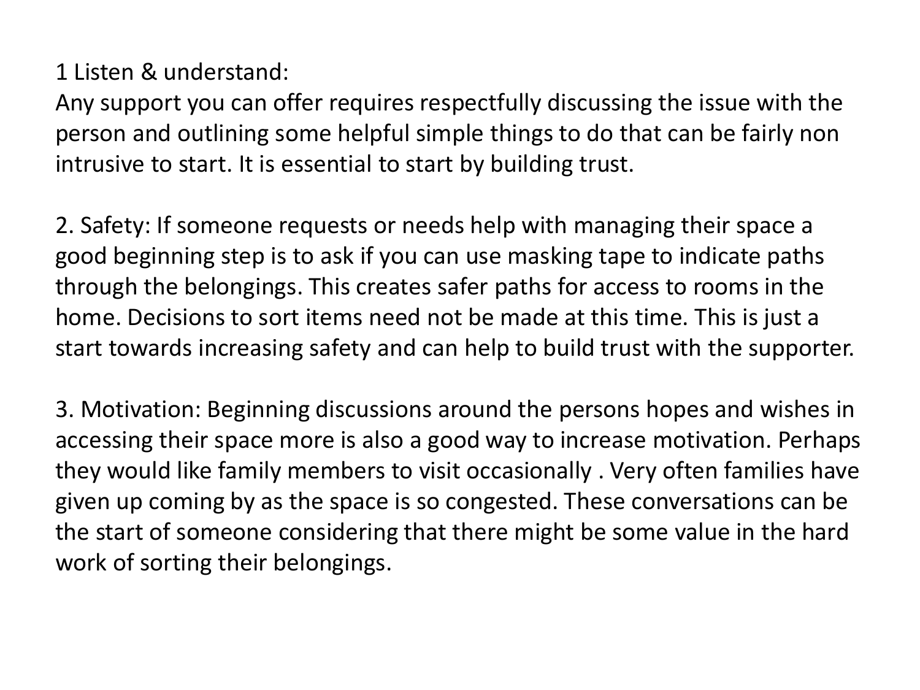1 Listen & understand:
Any support you can offer requires respectfully discussing the issue with the person and outlining some helpful simple things to do that can be fairly non intrusive to start. It is essential to start by building trust.

2. Safety: If someone requests or needs help with managing their space a good beginning step is to ask if you can use masking tape to indicate paths through the belongings. This creates safer paths for access to rooms in the home. Decisions to sort items need not be made at this time. This is just a start towards increasing safety and can help to build trust with the supporter.

3. Motivation: Beginning discussions around the persons hopes and wishes in accessing their space more is also a good way to increase motivation. Perhaps they would like family members to visit occasionally . Very often families have given up coming by as the space is so congested. These conversations can be the start of someone considering that there might be some value in the hard work of sorting their belongings.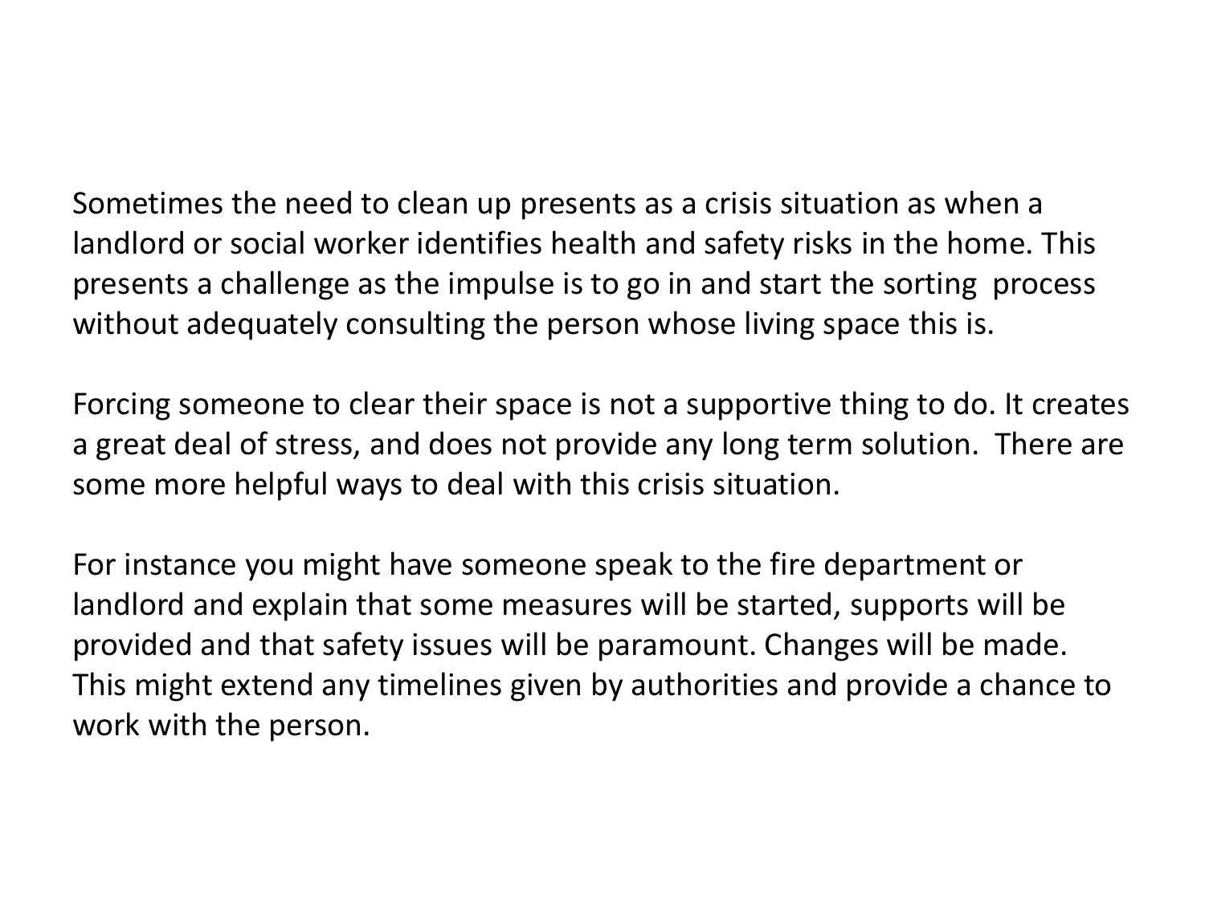Sometimes the need to clean up presents as a crisis situation as when a landlord or social worker identifies health and safety risks in the home. This presents a challenge as the impulse is to go in and start the sorting process without adequately consulting the person whose living space this is.

Forcing someone to clear their space is not a supportive thing to do. It creates a great deal of stress, and does not provide any long term solution. There are some more helpful ways to deal with this crisis situation.

For instance you might have someone speak to the fire department or landlord and explain that some measures will be started, supports will be provided and that safety issues will be paramount. Changes will be made. This might extend any timelines given by authorities and provide a chance to work with the person.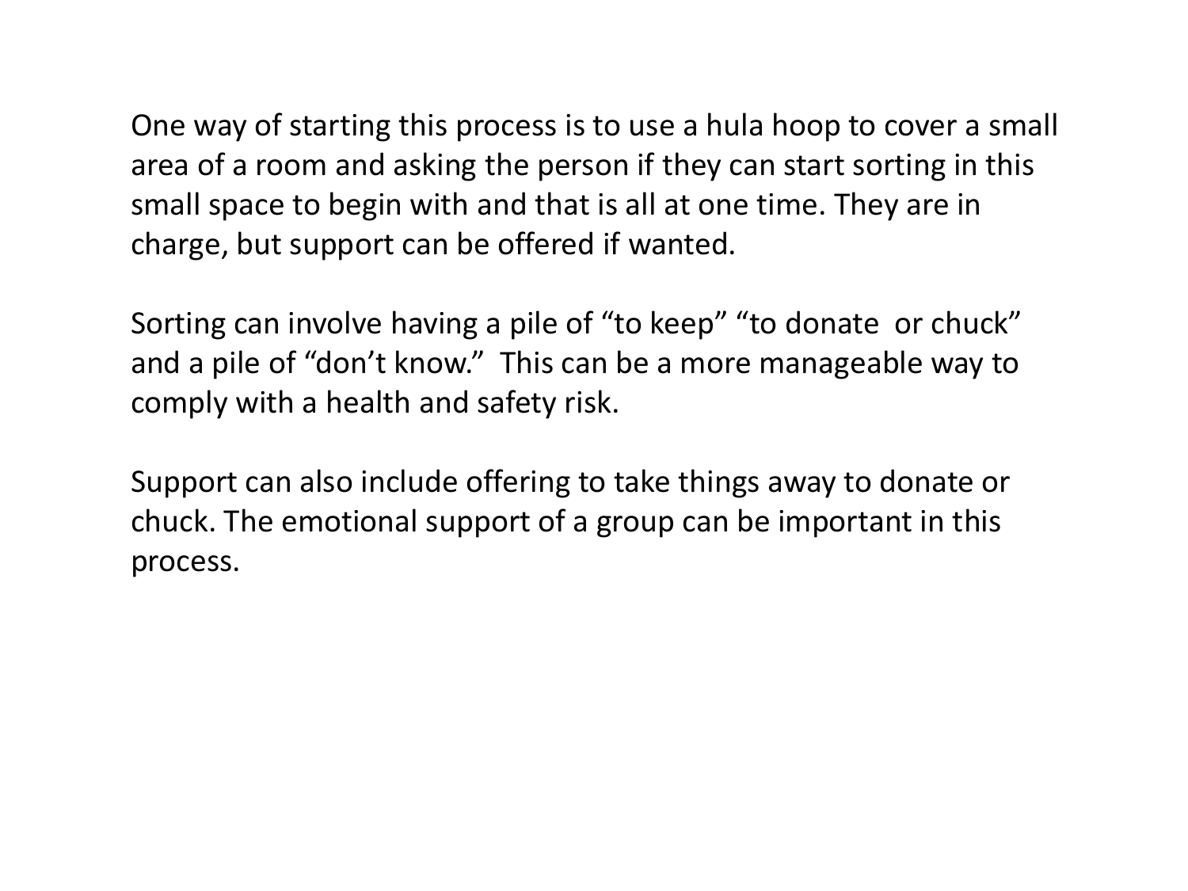One way of starting this process is to use a hula hoop to cover a small area of a room and asking the person if they can start sorting in this small space to begin with and that is all at one time. They are in charge, but support can be offered if wanted.

Sorting can involve having a pile of “to keep” “to donate  or chuck” and a pile of “don’t know.”  This can be a more manageable way to comply with a health and safety risk.

Support can also include offering to take things away to donate or chuck. The emotional support of a group can be important in this process.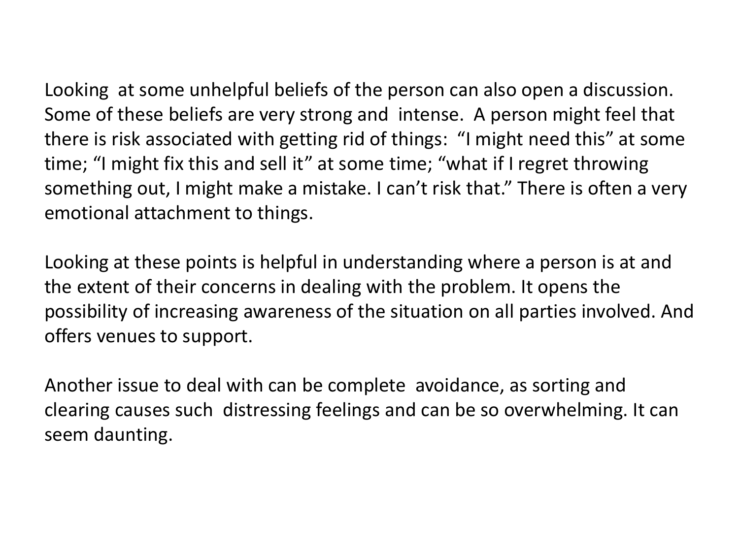Looking at some unhelpful beliefs of the person can also open a discussion. Some of these beliefs are very strong and intense. A person might feel that there is risk associated with getting rid of things: "I might need this" at some time; "I might fix this and sell it" at some time; "what if I regret throwing something out, I might make a mistake. I can't risk that." There is often a very emotional attachment to things.

Looking at these points is helpful in understanding where a person is at and the extent of their concerns in dealing with the problem. It opens the possibility of increasing awareness of the situation on all parties involved. And offers venues to support.

Another issue to deal with can be complete avoidance, as sorting and clearing causes such distressing feelings and can be so overwhelming. It can seem daunting.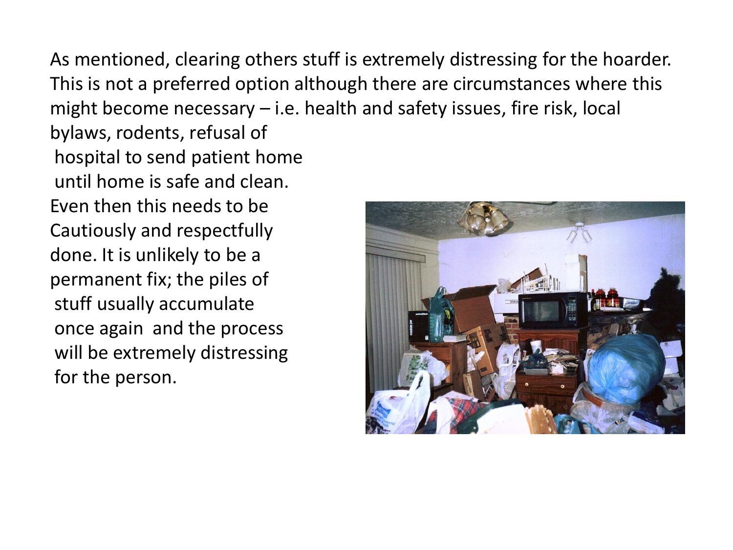As mentioned, clearing others stuff is extremely distressing for the hoarder. This is not a preferred option although there are circumstances where this might become necessary – i.e. health and safety issues, fire risk, local bylaws, rodents, refusal of hospital to send patient home until home is safe and clean. Even then this needs to be Cautiously and respectfully done. It is unlikely to be a permanent fix; the piles of stuff usually accumulate once again and the process will be extremely distressing for the person.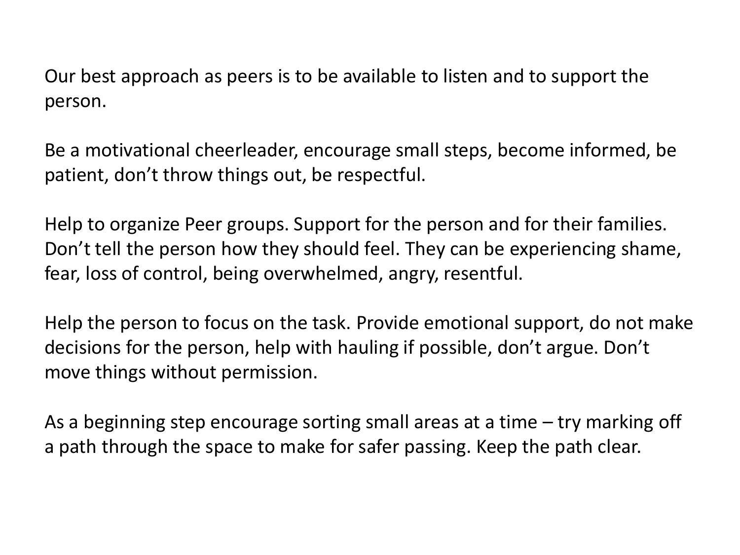Our best approach as peers is to be available to listen and to support the person.

Be a motivational cheerleader, encourage small steps, become informed, be patient, don't throw things out, be respectful.

Help to organize Peer groups. Support for the person and for their families. Don't tell the person how they should feel. They can be experiencing shame, fear, loss of control, being overwhelmed, angry, resentful.

Help the person to focus on the task. Provide emotional support, do not make decisions for the person, help with hauling if possible, don't argue. Don't move things without permission.

As a beginning step encourage sorting small areas at a time – try marking off a path through the space to make for safer passing. Keep the path clear.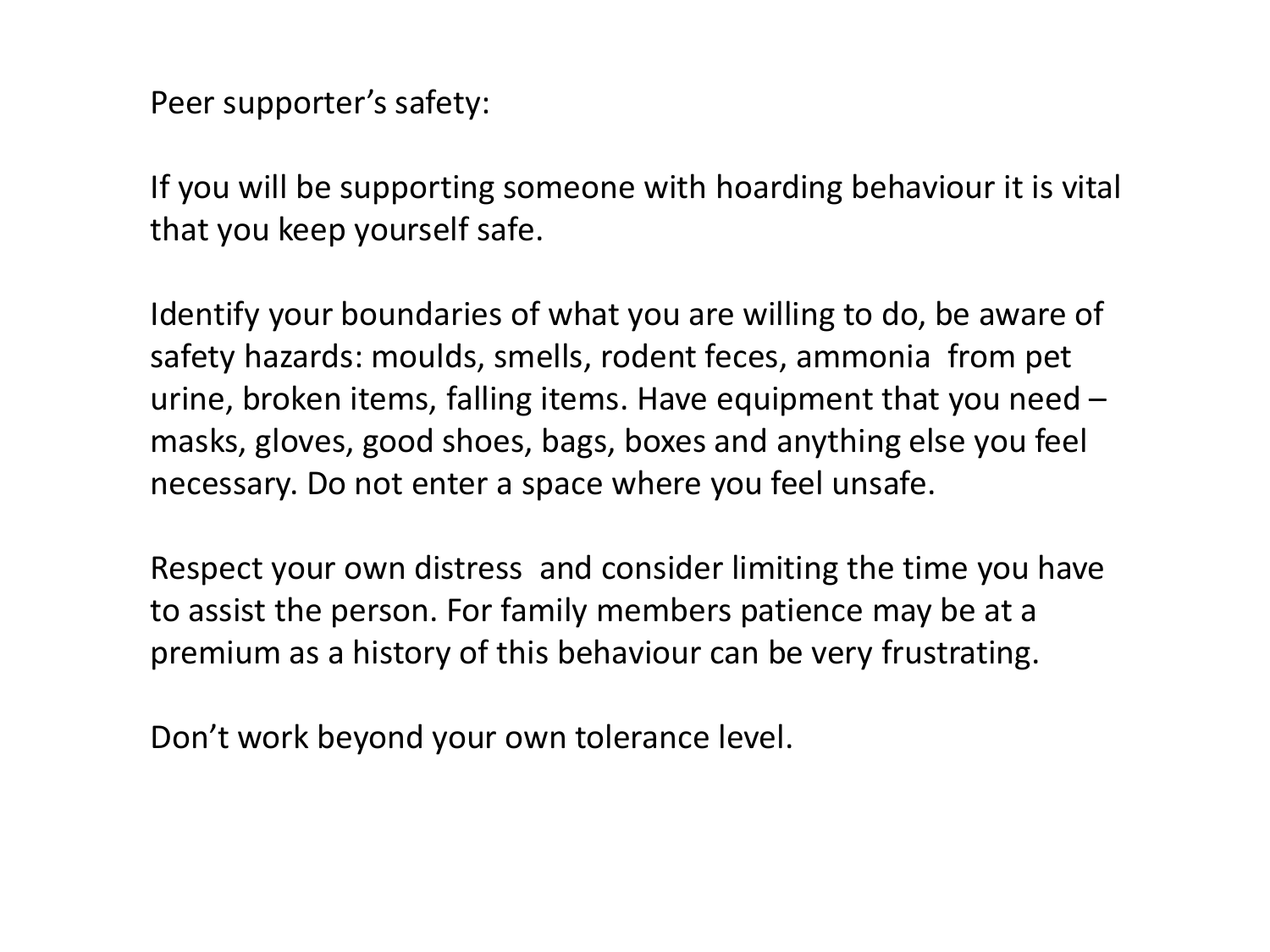Peer supporter's safety:

If you will be supporting someone with hoarding behaviour it is vital that you keep yourself safe.

Identify your boundaries of what you are willing to do, be aware of safety hazards: moulds, smells, rodent feces, ammonia  from pet urine, broken items, falling items. Have equipment that you need – masks, gloves, good shoes, bags, boxes and anything else you feel necessary. Do not enter a space where you feel unsafe.

Respect your own distress  and consider limiting the time you have to assist the person. For family members patience may be at a premium as a history of this behaviour can be very frustrating.

Don't work beyond your own tolerance level.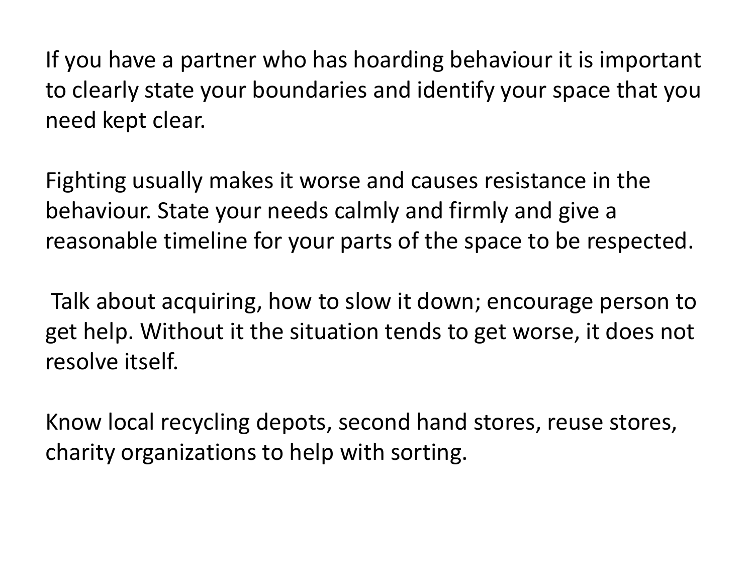If you have a partner who has hoarding behaviour it is important to clearly state your boundaries and identify your space that you need kept clear.

Fighting usually makes it worse and causes resistance in the behaviour. State your needs calmly and firmly and give a reasonable timeline for your parts of the space to be respected.

Talk about acquiring, how to slow it down; encourage person to get help. Without it the situation tends to get worse, it does not resolve itself.

Know local recycling depots, second hand stores, reuse stores, charity organizations to help with sorting.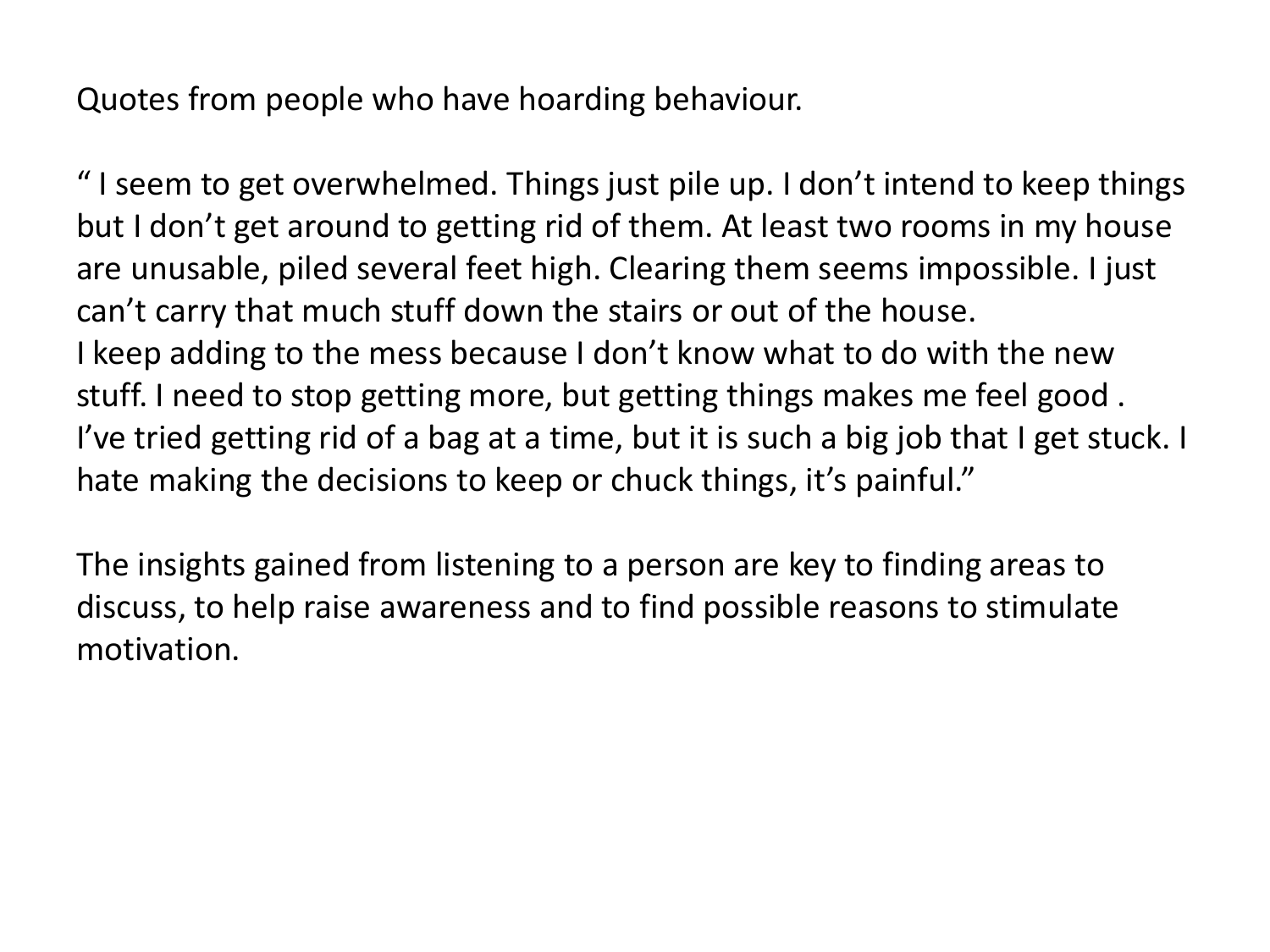Quotes from people who have hoarding behaviour.

" I seem to get overwhelmed. Things just pile up. I don't intend to keep things but I don't get around to getting rid of them. At least two rooms in my house are unusable, piled several feet high. Clearing them seems impossible. I just can't carry that much stuff down the stairs or out of the house.
I keep adding to the mess because I don't know what to do with the new stuff. I need to stop getting more, but getting things makes me feel good .
I've tried getting rid of a bag at a time, but it is such a big job that I get stuck. I hate making the decisions to keep or chuck things, it's painful."

The insights gained from listening to a person are key to finding areas to discuss, to help raise awareness and to find possible reasons to stimulate motivation.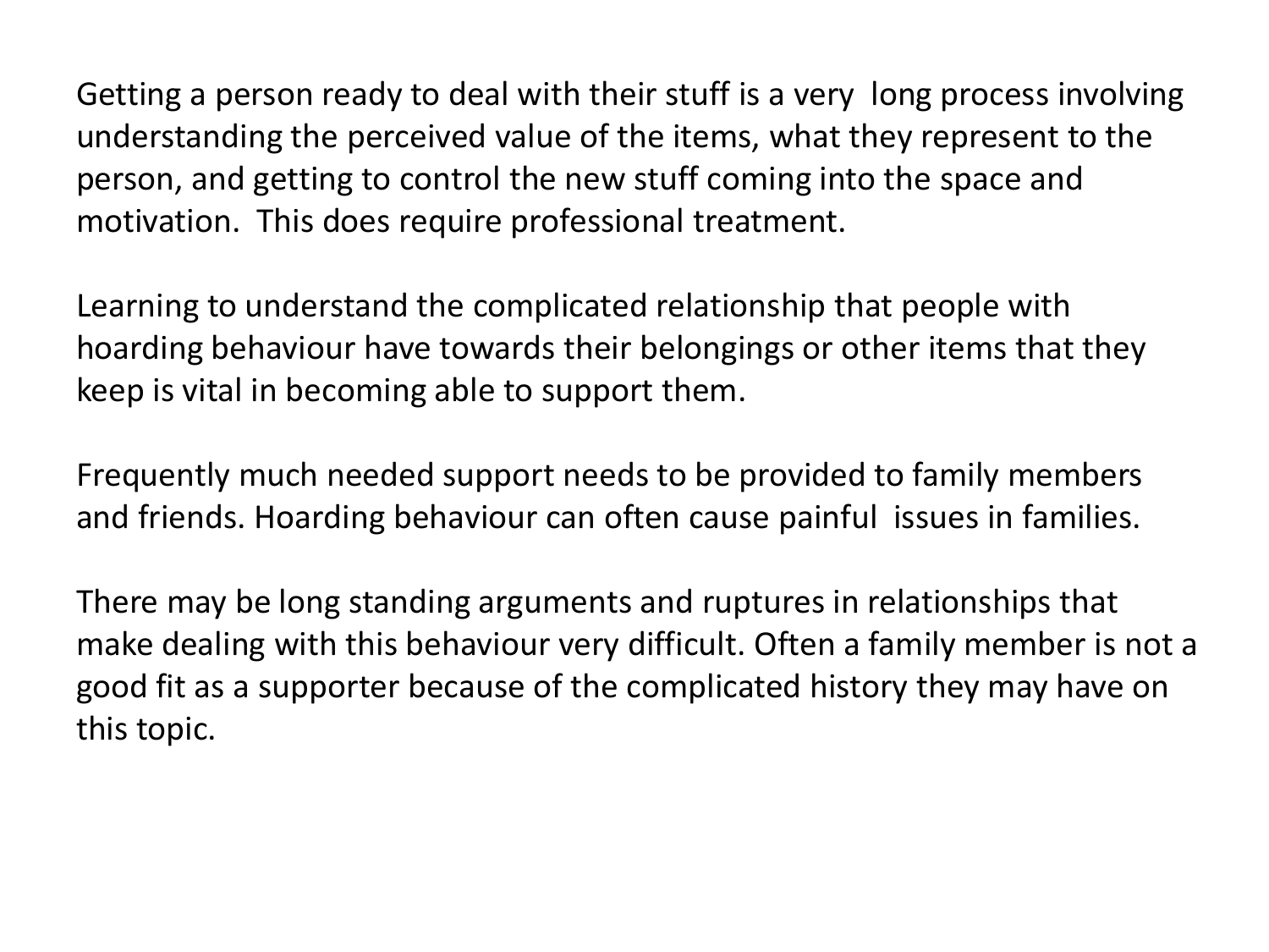Getting a person ready to deal with their stuff is a very long process involving understanding the perceived value of the items, what they represent to the person, and getting to control the new stuff coming into the space and motivation. This does require professional treatment.

Learning to understand the complicated relationship that people with hoarding behaviour have towards their belongings or other items that they keep is vital in becoming able to support them.

Frequently much needed support needs to be provided to family members and friends. Hoarding behaviour can often cause painful issues in families.

There may be long standing arguments and ruptures in relationships that make dealing with this behaviour very difficult. Often a family member is not a good fit as a supporter because of the complicated history they may have on this topic.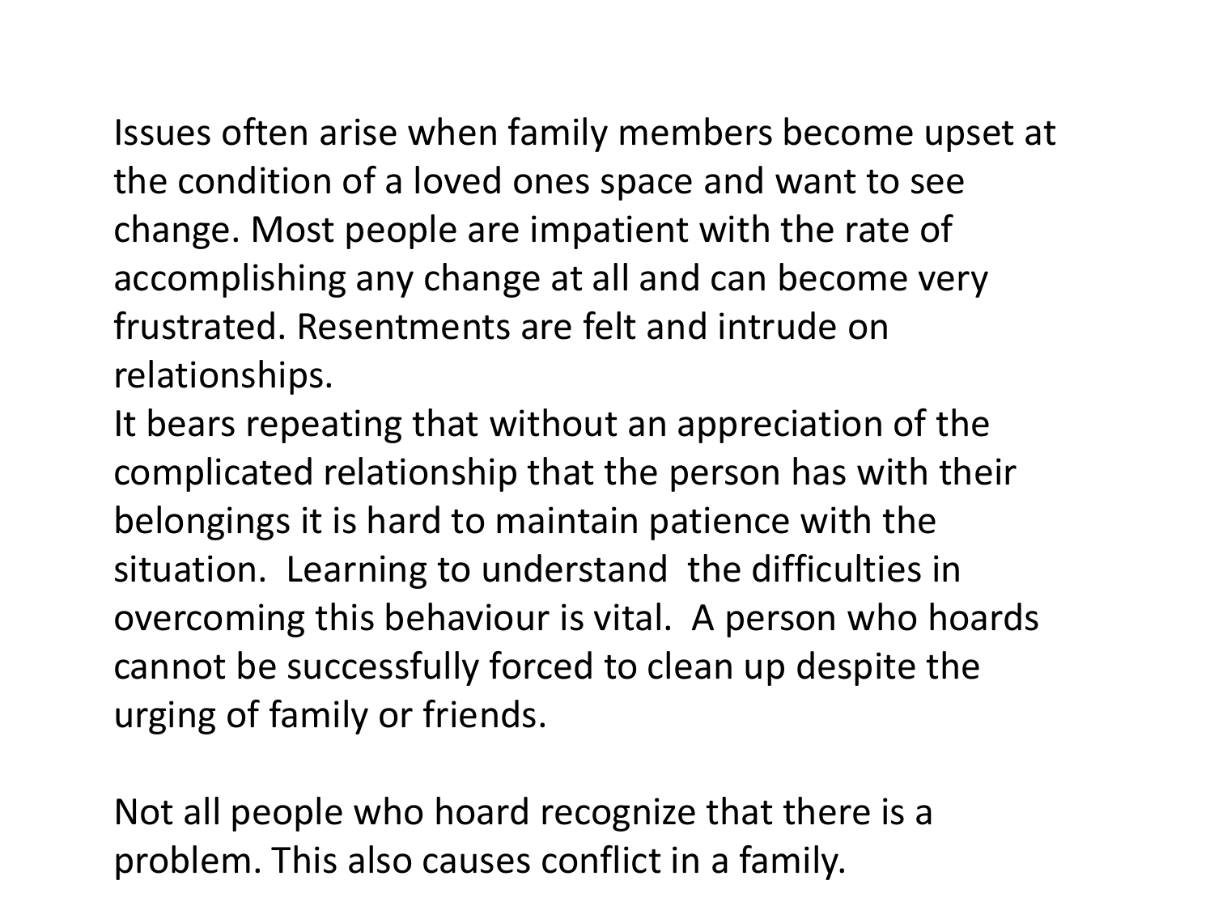Issues often arise when family members become upset at the condition of a loved ones space and want to see change. Most people are impatient with the rate of accomplishing any change at all and can become very frustrated. Resentments are felt and intrude on relationships.
It bears repeating that without an appreciation of the complicated relationship that the person has with their belongings it is hard to maintain patience with the situation.  Learning to understand  the difficulties in overcoming this behaviour is vital.  A person who hoards cannot be successfully forced to clean up despite the urging of family or friends.

Not all people who hoard recognize that there is a problem. This also causes conflict in a family.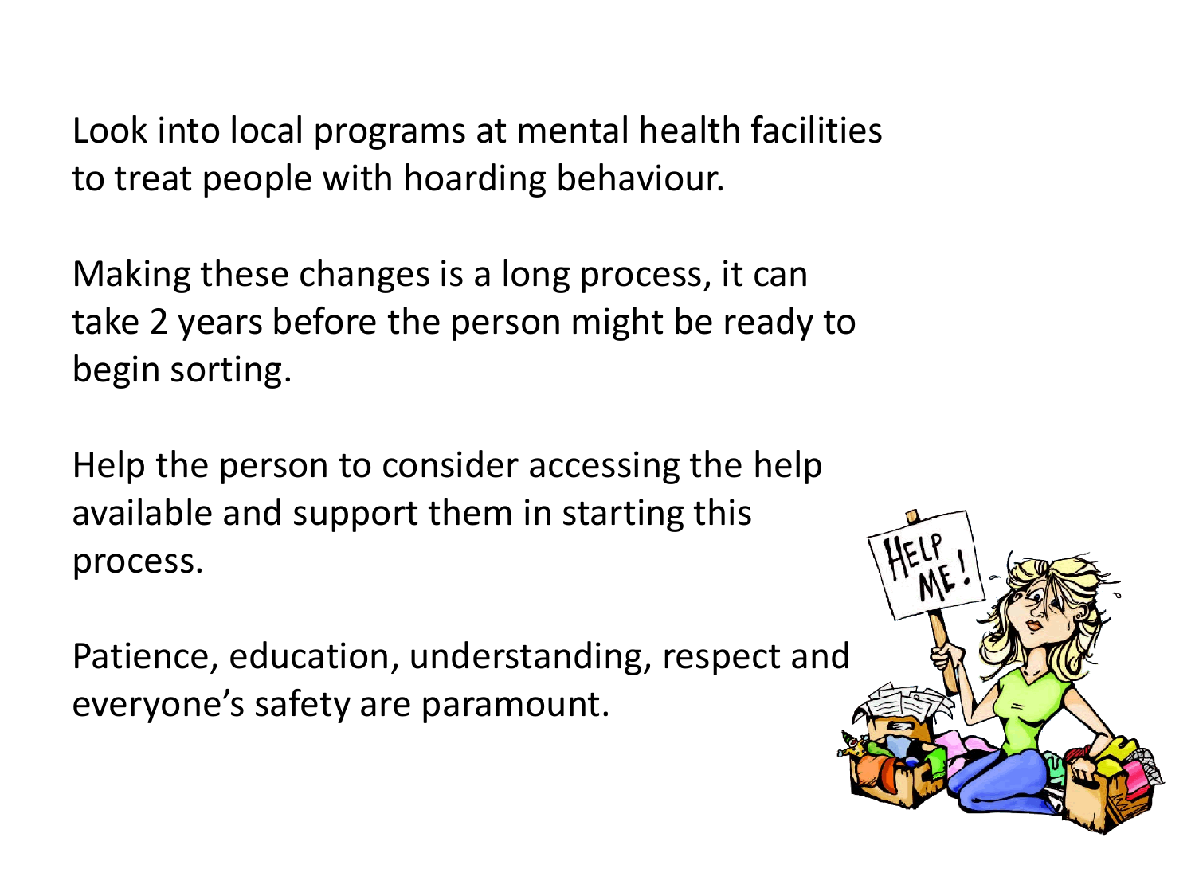Look into local programs at mental health facilities to treat people with hoarding behaviour.

Making these changes is a long process, it can take 2 years before the person might be ready to begin sorting.

Help the person to consider accessing the help available and support them in starting this process.

Patience, education, understanding, respect and everyone's safety are paramount.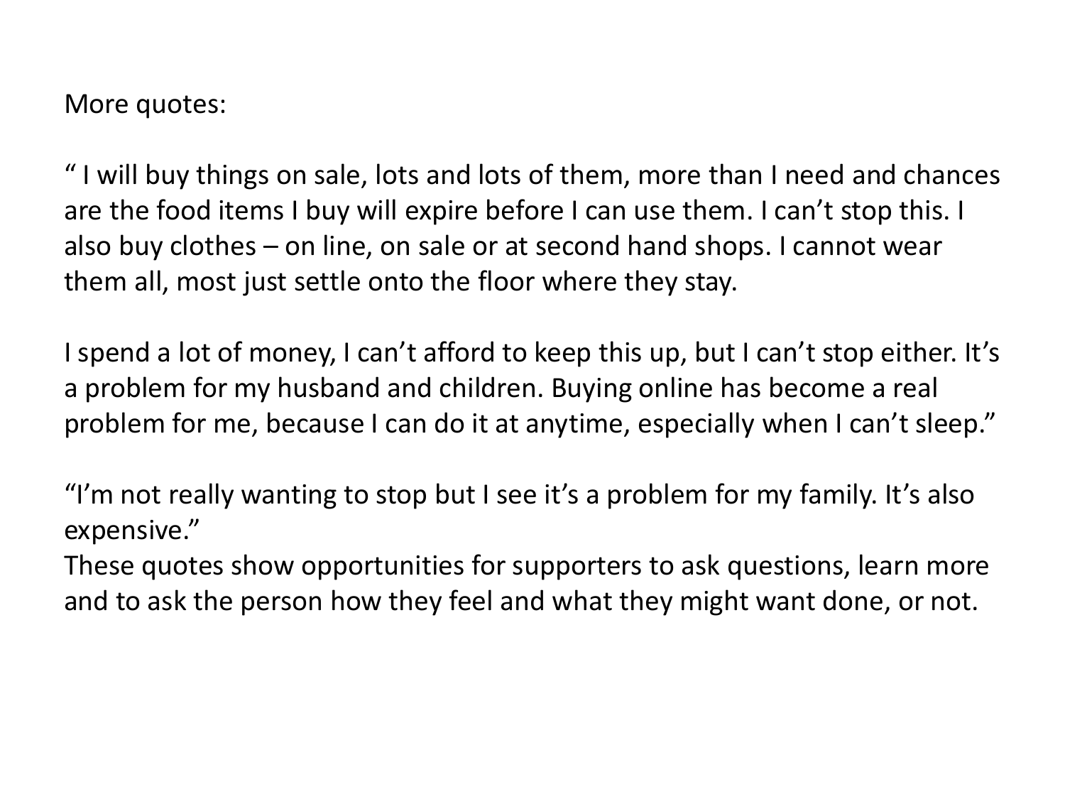More quotes:

" I will buy things on sale, lots and lots of them, more than I need and chances are the food items I buy will expire before I can use them. I can't stop this. I also buy clothes – on line, on sale or at second hand shops. I cannot wear them all, most just settle onto the floor where they stay.

I spend a lot of money, I can't afford to keep this up, but I can't stop either. It's a problem for my husband and children. Buying online has become a real problem for me, because I can do it at anytime, especially when I can't sleep."

"I'm not really wanting to stop but I see it's a problem for my family. It's also expensive."

These quotes show opportunities for supporters to ask questions, learn more and to ask the person how they feel and what they might want done, or not.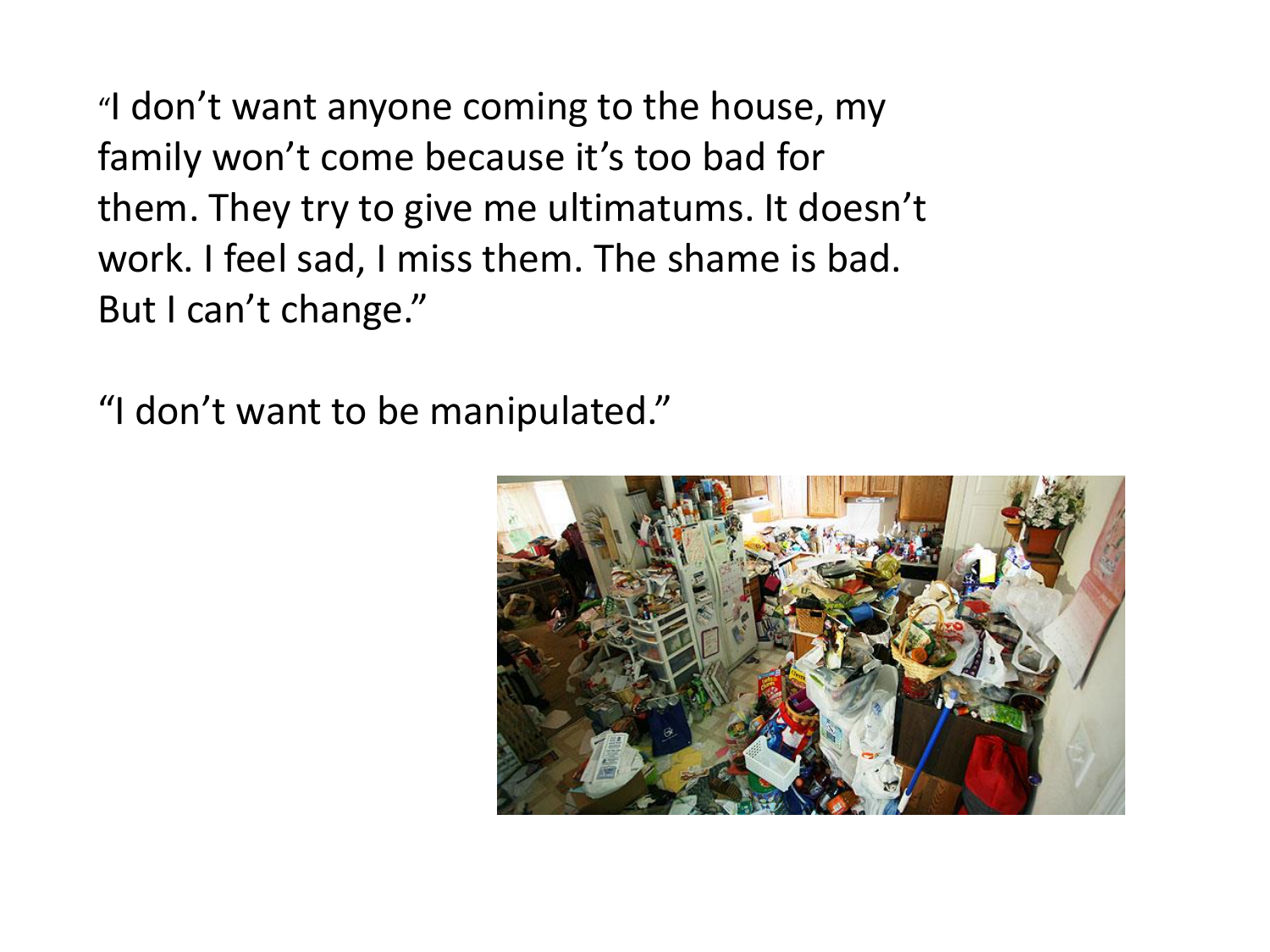"I don't want anyone coming to the house, my family won't come because it's too bad for them. They try to give me ultimatums. It doesn't work. I feel sad, I miss them. The shame is bad. But I can't change."

"I don't want to be manipulated."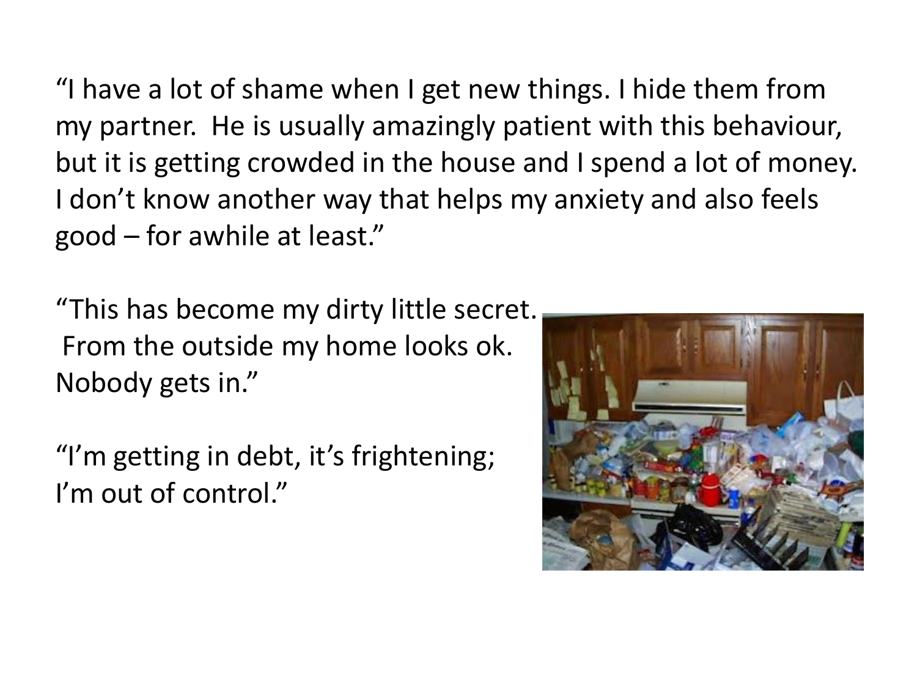"I have a lot of shame when I get new things. I hide them from my partner. He is usually amazingly patient with this behaviour, but it is getting crowded in the house and I spend a lot of money. I don't know another way that helps my anxiety and also feels good – for awhile at least."

"This has become my dirty little secret. From the outside my home looks ok. Nobody gets in."

"I'm getting in debt, it's frightening; I'm out of control."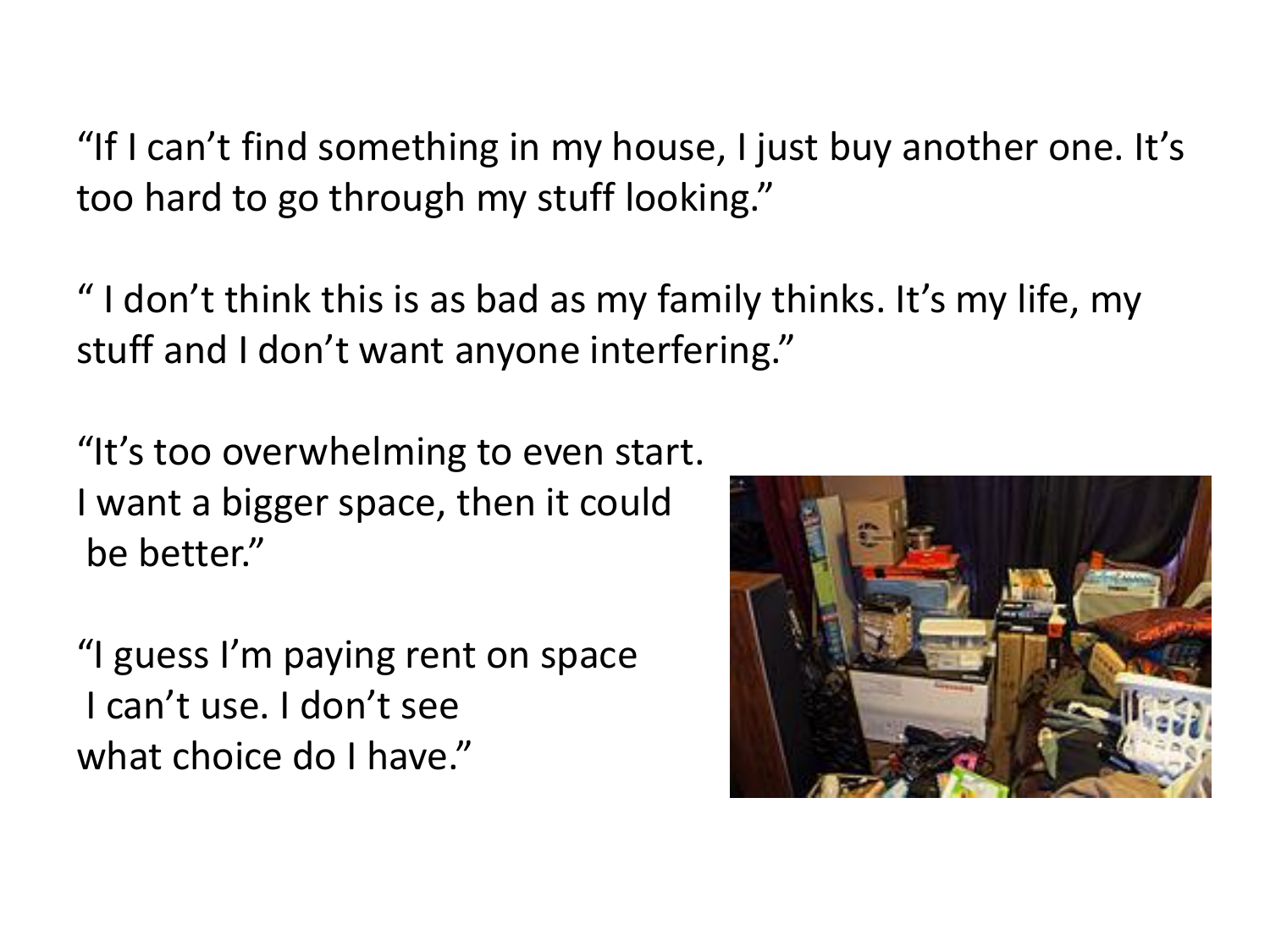"If I can't find something in my house, I just buy another one. It's too hard to go through my stuff looking."

" I don't think this is as bad as my family thinks. It's my life, my stuff and I don't want anyone interfering."

"It's too overwhelming to even start. I want a bigger space, then it could be better."

"I guess I'm paying rent on space I can't use. I don't see what choice do I have."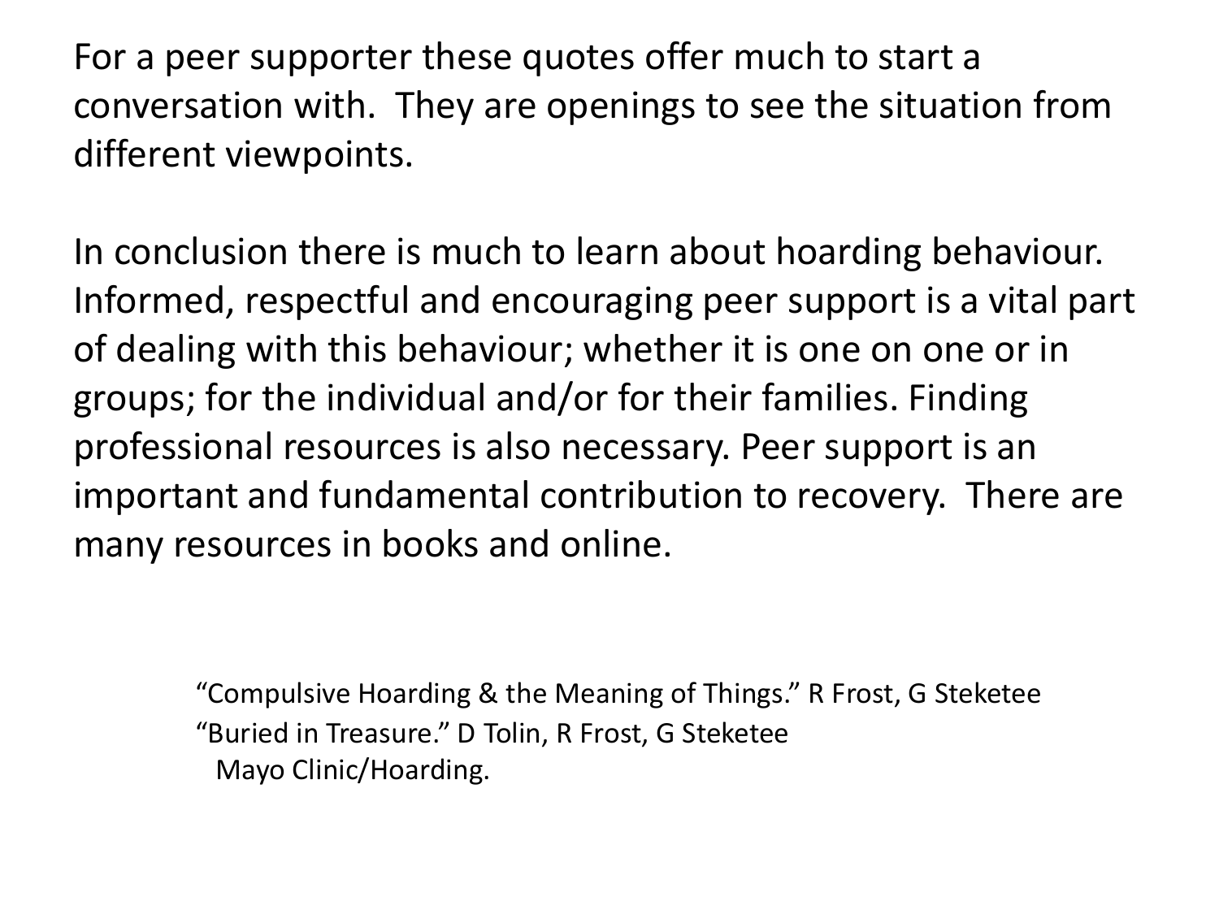For a peer supporter these quotes offer much to start a conversation with.  They are openings to see the situation from different viewpoints.

In conclusion there is much to learn about hoarding behaviour. Informed, respectful and encouraging peer support is a vital part of dealing with this behaviour; whether it is one on one or in groups; for the individual and/or for their families. Finding professional resources is also necessary. Peer support is an important and fundamental contribution to recovery.  There are many resources in books and online.

“Compulsive Hoarding & the Meaning of Things.” R Frost, G Steketee
“Buried in Treasure.” D Tolin, R Frost, G Steketee
Mayo Clinic/Hoarding.